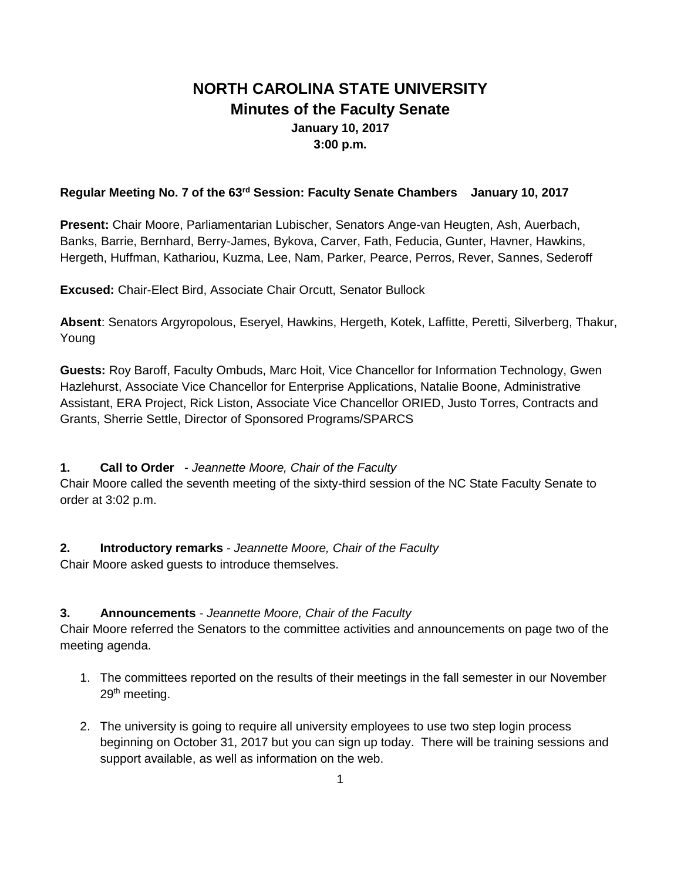# NORTH CAROLINA STATE UNIVERSITY
## Minutes of the Faculty Senate
### January 10, 2017
### 3:00 p.m.

**Regular Meeting No. 7 of the 63rd Session: Faculty Senate Chambers January 10, 2017**

**Present:** Chair Moore, Parliamentarian Lubischer, Senators Ange-van Heugten, Ash, Auerbach, Banks, Barrie, Bernhard, Berry-James, Bykova, Carver, Fath, Feducia, Gunter, Havner, Hawkins, Hergeth, Huffman, Kathariou, Kuzma, Lee, Nam, Parker, Pearce, Perros, Rever, Sannes, Sederoff

**Excused:** Chair-Elect Bird, Associate Chair Orcutt, Senator Bullock

**Absent**: Senators Argyropolous, Eseryel, Hawkins, Hergeth, Kotek, Laffitte, Peretti, Silverberg, Thakur, Young

**Guests:** Roy Baroff, Faculty Ombuds, Marc Hoit, Vice Chancellor for Information Technology, Gwen Hazlehurst, Associate Vice Chancellor for Enterprise Applications, Natalie Boone, Administrative Assistant, ERA Project, Rick Liston, Associate Vice Chancellor ORIED, Justo Torres, Contracts and Grants, Sherrie Settle, Director of Sponsored Programs/SPARCS

**1. Call to Order** - *Jeannette Moore, Chair of the Faculty*

Chair Moore called the seventh meeting of the sixty-third session of the NC State Faculty Senate to order at 3:02 p.m.

**2. Introductory remarks** - *Jeannette Moore, Chair of the Faculty*

Chair Moore asked guests to introduce themselves.

**3. Announcements** - *Jeannette Moore, Chair of the Faculty*

Chair Moore referred the Senators to the committee activities and announcements on page two of the meeting agenda.

1. The committees reported on the results of their meetings in the fall semester in our November 29th meeting.
2. The university is going to require all university employees to use two step login process beginning on October 31, 2017 but you can sign up today. There will be training sessions and support available, as well as information on the web.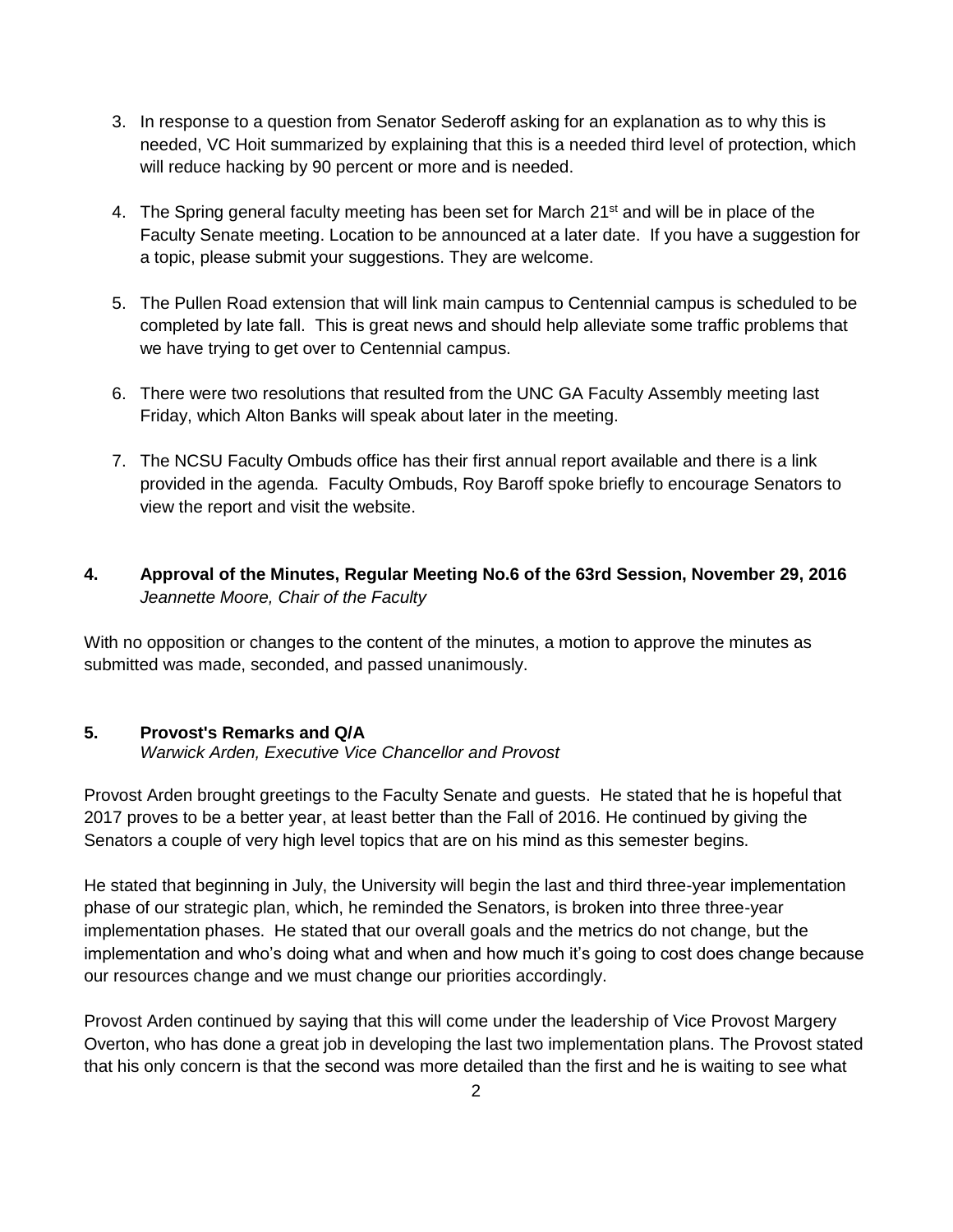3. In response to a question from Senator Sederoff asking for an explanation as to why this is needed, VC Hoit summarized by explaining that this is a needed third level of protection, which will reduce hacking by 90 percent or more and is needed.

4. The Spring general faculty meeting has been set for March 21st and will be in place of the Faculty Senate meeting. Location to be announced at a later date. If you have a suggestion for a topic, please submit your suggestions. They are welcome.

5. The Pullen Road extension that will link main campus to Centennial campus is scheduled to be completed by late fall. This is great news and should help alleviate some traffic problems that we have trying to get over to Centennial campus.

6. There were two resolutions that resulted from the UNC GA Faculty Assembly meeting last Friday, which Alton Banks will speak about later in the meeting.

7. The NCSU Faculty Ombuds office has their first annual report available and there is a link provided in the agenda. Faculty Ombuds, Roy Baroff spoke briefly to encourage Senators to view the report and visit the website.

## 4. Approval of the Minutes, Regular Meeting No.6 of the 63rd Session, November 29, 2016

*Jeannette Moore, Chair of the Faculty*

With no opposition or changes to the content of the minutes, a motion to approve the minutes as submitted was made, seconded, and passed unanimously.

## 5. Provost's Remarks and Q/A

*Warwick Arden, Executive Vice Chancellor and Provost*

Provost Arden brought greetings to the Faculty Senate and guests. He stated that he is hopeful that 2017 proves to be a better year, at least better than the Fall of 2016. He continued by giving the Senators a couple of very high level topics that are on his mind as this semester begins.

He stated that beginning in July, the University will begin the last and third three-year implementation phase of our strategic plan, which, he reminded the Senators, is broken into three three-year implementation phases. He stated that our overall goals and the metrics do not change, but the implementation and who's doing what and when and how much it's going to cost does change because our resources change and we must change our priorities accordingly.

Provost Arden continued by saying that this will come under the leadership of Vice Provost Margery Overton, who has done a great job in developing the last two implementation plans. The Provost stated that his only concern is that the second was more detailed than the first and he is waiting to see what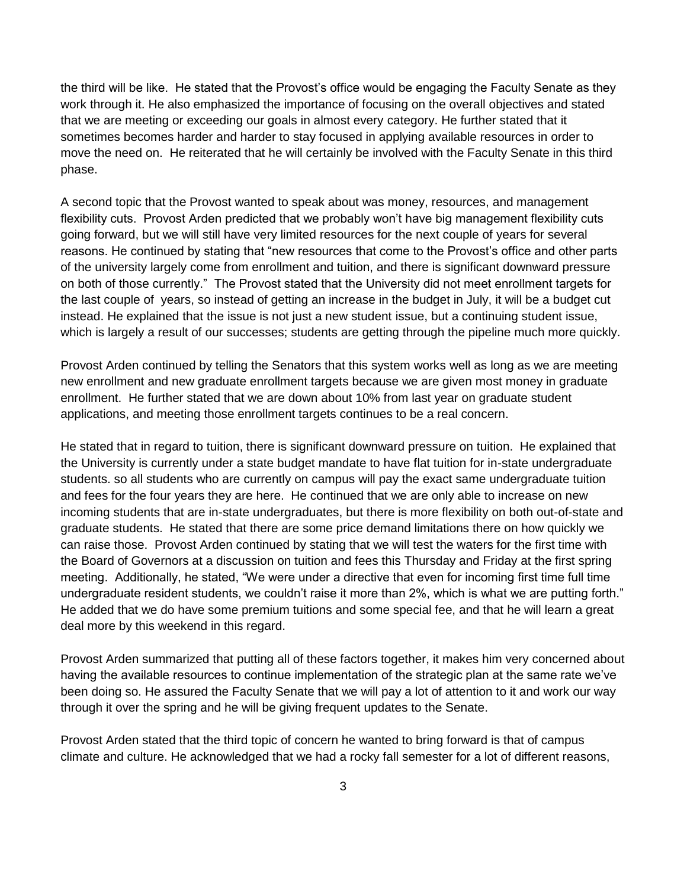the third will be like. He stated that the Provost's office would be engaging the Faculty Senate as they work through it. He also emphasized the importance of focusing on the overall objectives and stated that we are meeting or exceeding our goals in almost every category. He further stated that it sometimes becomes harder and harder to stay focused in applying available resources in order to move the need on. He reiterated that he will certainly be involved with the Faculty Senate in this third phase.

A second topic that the Provost wanted to speak about was money, resources, and management flexibility cuts. Provost Arden predicted that we probably won't have big management flexibility cuts going forward, but we will still have very limited resources for the next couple of years for several reasons. He continued by stating that "new resources that come to the Provost's office and other parts of the university largely come from enrollment and tuition, and there is significant downward pressure on both of those currently." The Provost stated that the University did not meet enrollment targets for the last couple of years, so instead of getting an increase in the budget in July, it will be a budget cut instead. He explained that the issue is not just a new student issue, but a continuing student issue, which is largely a result of our successes; students are getting through the pipeline much more quickly.

Provost Arden continued by telling the Senators that this system works well as long as we are meeting new enrollment and new graduate enrollment targets because we are given most money in graduate enrollment. He further stated that we are down about 10% from last year on graduate student applications, and meeting those enrollment targets continues to be a real concern.

He stated that in regard to tuition, there is significant downward pressure on tuition. He explained that the University is currently under a state budget mandate to have flat tuition for in-state undergraduate students. so all students who are currently on campus will pay the exact same undergraduate tuition and fees for the four years they are here. He continued that we are only able to increase on new incoming students that are in-state undergraduates, but there is more flexibility on both out-of-state and graduate students. He stated that there are some price demand limitations there on how quickly we can raise those. Provost Arden continued by stating that we will test the waters for the first time with the Board of Governors at a discussion on tuition and fees this Thursday and Friday at the first spring meeting. Additionally, he stated, "We were under a directive that even for incoming first time full time undergraduate resident students, we couldn't raise it more than 2%, which is what we are putting forth." He added that we do have some premium tuitions and some special fee, and that he will learn a great deal more by this weekend in this regard.

Provost Arden summarized that putting all of these factors together, it makes him very concerned about having the available resources to continue implementation of the strategic plan at the same rate we've been doing so. He assured the Faculty Senate that we will pay a lot of attention to it and work our way through it over the spring and he will be giving frequent updates to the Senate.

Provost Arden stated that the third topic of concern he wanted to bring forward is that of campus climate and culture. He acknowledged that we had a rocky fall semester for a lot of different reasons,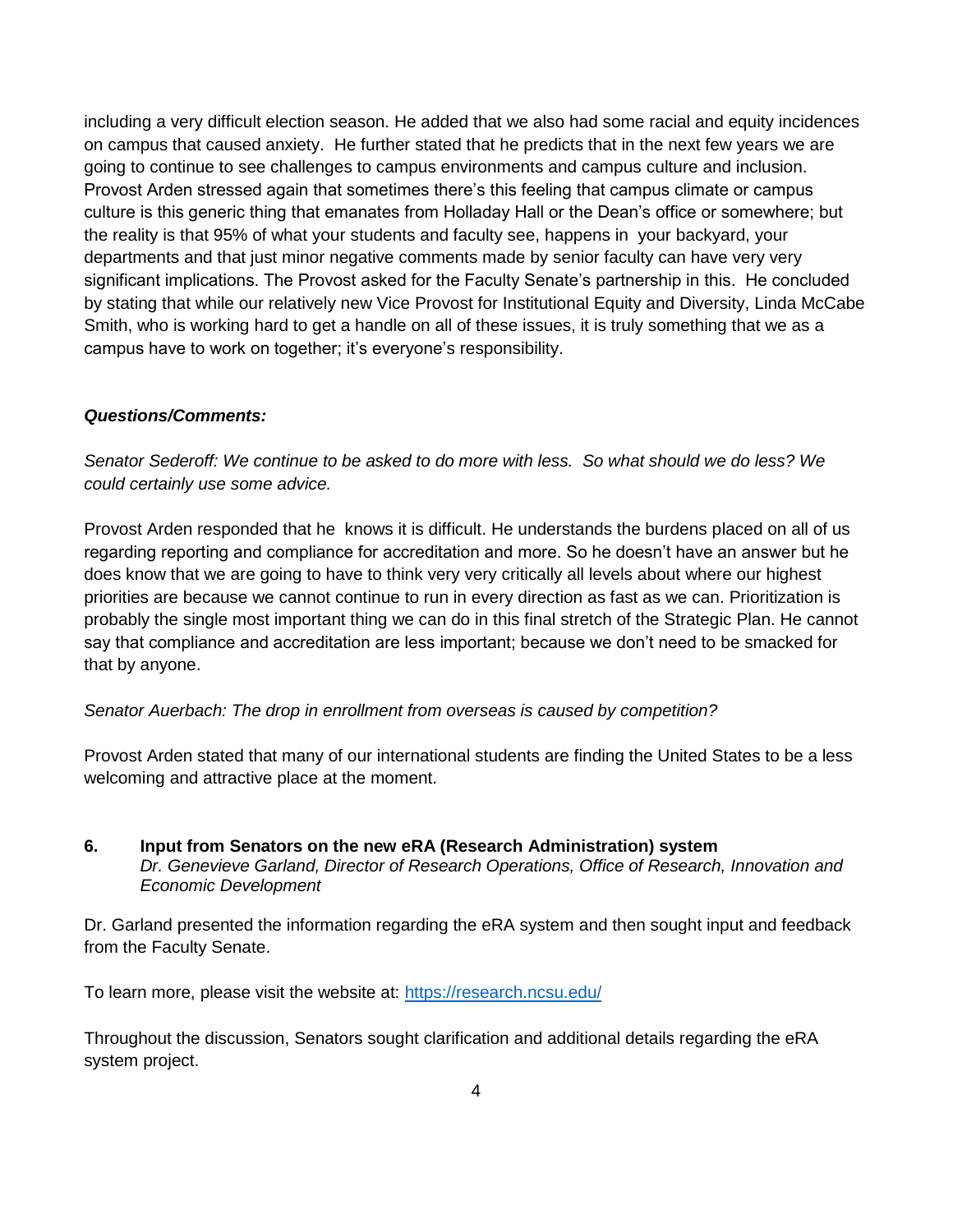including a very difficult election season. He added that we also had some racial and equity incidences on campus that caused anxiety. He further stated that he predicts that in the next few years we are going to continue to see challenges to campus environments and campus culture and inclusion. Provost Arden stressed again that sometimes there's this feeling that campus climate or campus culture is this generic thing that emanates from Holladay Hall or the Dean's office or somewhere; but the reality is that 95% of what your students and faculty see, happens in your backyard, your departments and that just minor negative comments made by senior faculty can have very very significant implications. The Provost asked for the Faculty Senate's partnership in this. He concluded by stating that while our relatively new Vice Provost for Institutional Equity and Diversity, Linda McCabe Smith, who is working hard to get a handle on all of these issues, it is truly something that we as a campus have to work on together; it's everyone's responsibility.

***Questions/Comments:***

*Senator Sederoff: We continue to be asked to do more with less. So what should we do less? We could certainly use some advice.*

Provost Arden responded that he knows it is difficult. He understands the burdens placed on all of us regarding reporting and compliance for accreditation and more. So he doesn't have an answer but he does know that we are going to have to think very very critically all levels about where our highest priorities are because we cannot continue to run in every direction as fast as we can. Prioritization is probably the single most important thing we can do in this final stretch of the Strategic Plan. He cannot say that compliance and accreditation are less important; because we don't need to be smacked for that by anyone.

*Senator Auerbach: The drop in enrollment from overseas is caused by competition?*

Provost Arden stated that many of our international students are finding the United States to be a less welcoming and attractive place at the moment.

**6. Input from Senators on the new eRA (Research Administration) system**
*Dr. Genevieve Garland, Director of Research Operations, Office of Research, Innovation and Economic Development*

Dr. Garland presented the information regarding the eRA system and then sought input and feedback from the Faculty Senate.

To learn more, please visit the website at: https://research.ncsu.edu/

Throughout the discussion, Senators sought clarification and additional details regarding the eRA system project.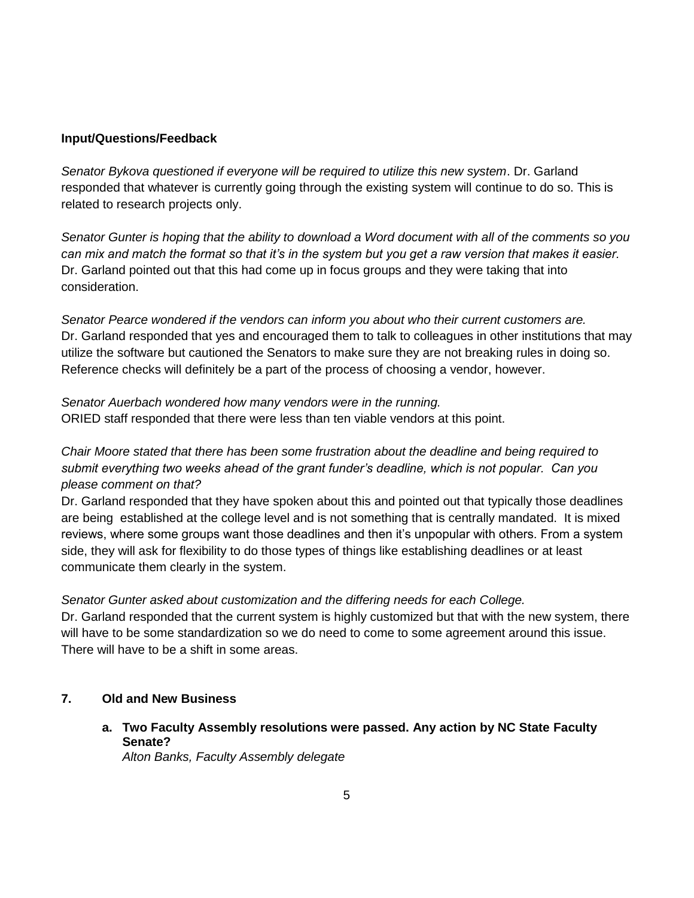**Input/Questions/Feedback**

*Senator Bykova questioned if everyone will be required to utilize this new system*. Dr. Garland responded that whatever is currently going through the existing system will continue to do so. This is related to research projects only.

*Senator Gunter is hoping that the ability to download a Word document with all of the comments so you can mix and match the format so that it's in the system but you get a raw version that makes it easier.* Dr. Garland pointed out that this had come up in focus groups and they were taking that into consideration.

*Senator Pearce wondered if the vendors can inform you about who their current customers are.* Dr. Garland responded that yes and encouraged them to talk to colleagues in other institutions that may utilize the software but cautioned the Senators to make sure they are not breaking rules in doing so. Reference checks will definitely be a part of the process of choosing a vendor, however.

*Senator Auerbach wondered how many vendors were in the running.*
ORIED staff responded that there were less than ten viable vendors at this point.

*Chair Moore stated that there has been some frustration about the deadline and being required to submit everything two weeks ahead of the grant funder's deadline, which is not popular. Can you please comment on that?*
Dr. Garland responded that they have spoken about this and pointed out that typically those deadlines are being established at the college level and is not something that is centrally mandated. It is mixed reviews, where some groups want those deadlines and then it's unpopular with others. From a system side, they will ask for flexibility to do those types of things like establishing deadlines or at least communicate them clearly in the system.

*Senator Gunter asked about customization and the differing needs for each College.*
Dr. Garland responded that the current system is highly customized but that with the new system, there will have to be some standardization so we do need to come to some agreement around this issue. There will have to be a shift in some areas.

## 7. Old and New Business

**a. Two Faculty Assembly resolutions were passed. Any action by NC State Faculty Senate?**
*Alton Banks, Faculty Assembly delegate*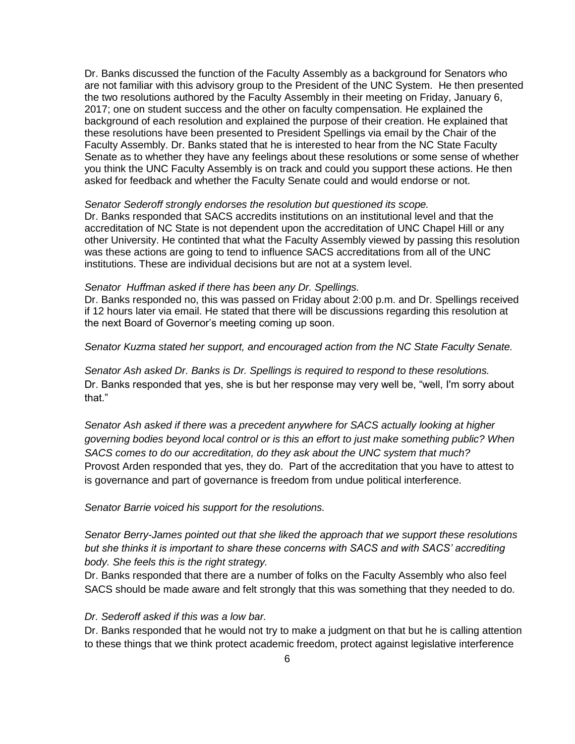Dr. Banks discussed the function of the Faculty Assembly as a background for Senators who are not familiar with this advisory group to the President of the UNC System. He then presented the two resolutions authored by the Faculty Assembly in their meeting on Friday, January 6, 2017; one on student success and the other on faculty compensation. He explained the background of each resolution and explained the purpose of their creation. He explained that these resolutions have been presented to President Spellings via email by the Chair of the Faculty Assembly. Dr. Banks stated that he is interested to hear from the NC State Faculty Senate as to whether they have any feelings about these resolutions or some sense of whether you think the UNC Faculty Assembly is on track and could you support these actions. He then asked for feedback and whether the Faculty Senate could and would endorse or not.

*Senator Sederoff strongly endorses the resolution but questioned its scope.*
Dr. Banks responded that SACS accredits institutions on an institutional level and that the accreditation of NC State is not dependent upon the accreditation of UNC Chapel Hill or any other University. He continted that what the Faculty Assembly viewed by passing this resolution was these actions are going to tend to influence SACS accreditations from all of the UNC institutions. These are individual decisions but are not at a system level.

*Senator Huffman asked if there has been any Dr. Spellings.*
Dr. Banks responded no, this was passed on Friday about 2:00 p.m. and Dr. Spellings received if 12 hours later via email. He stated that there will be discussions regarding this resolution at the next Board of Governor's meeting coming up soon.

*Senator Kuzma stated her support, and encouraged action from the NC State Faculty Senate.*

*Senator Ash asked Dr. Banks is Dr. Spellings is required to respond to these resolutions.*
Dr. Banks responded that yes, she is but her response may very well be, "well, I'm sorry about that."

*Senator Ash asked if there was a precedent anywhere for SACS actually looking at higher governing bodies beyond local control or is this an effort to just make something public? When SACS comes to do our accreditation, do they ask about the UNC system that much?*
Provost Arden responded that yes, they do. Part of the accreditation that you have to attest to is governance and part of governance is freedom from undue political interference.

*Senator Barrie voiced his support for the resolutions.*

*Senator Berry-James pointed out that she liked the approach that we support these resolutions but she thinks it is important to share these concerns with SACS and with SACS' accrediting body. She feels this is the right strategy.*
Dr. Banks responded that there are a number of folks on the Faculty Assembly who also feel SACS should be made aware and felt strongly that this was something that they needed to do.

*Dr. Sederoff asked if this was a low bar.*
Dr. Banks responded that he would not try to make a judgment on that but he is calling attention to these things that we think protect academic freedom, protect against legislative interference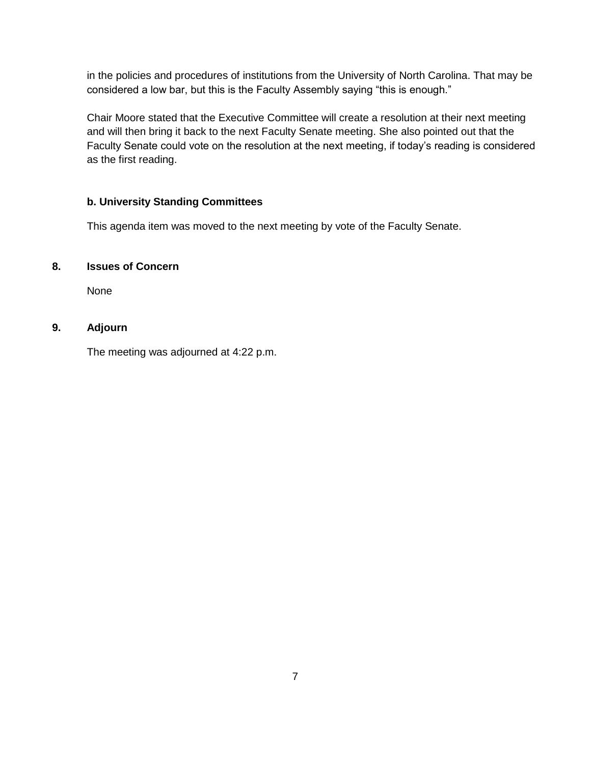in the policies and procedures of institutions from the University of North Carolina. That may be considered a low bar, but this is the Faculty Assembly saying "this is enough."

Chair Moore stated that the Executive Committee will create a resolution at their next meeting and will then bring it back to the next Faculty Senate meeting. She also pointed out that the Faculty Senate could vote on the resolution at the next meeting, if today's reading is considered as the first reading.

**b. University Standing Committees**

This agenda item was moved to the next meeting by vote of the Faculty Senate.

**8. Issues of Concern**

None

**9. Adjourn**

The meeting was adjourned at 4:22 p.m.